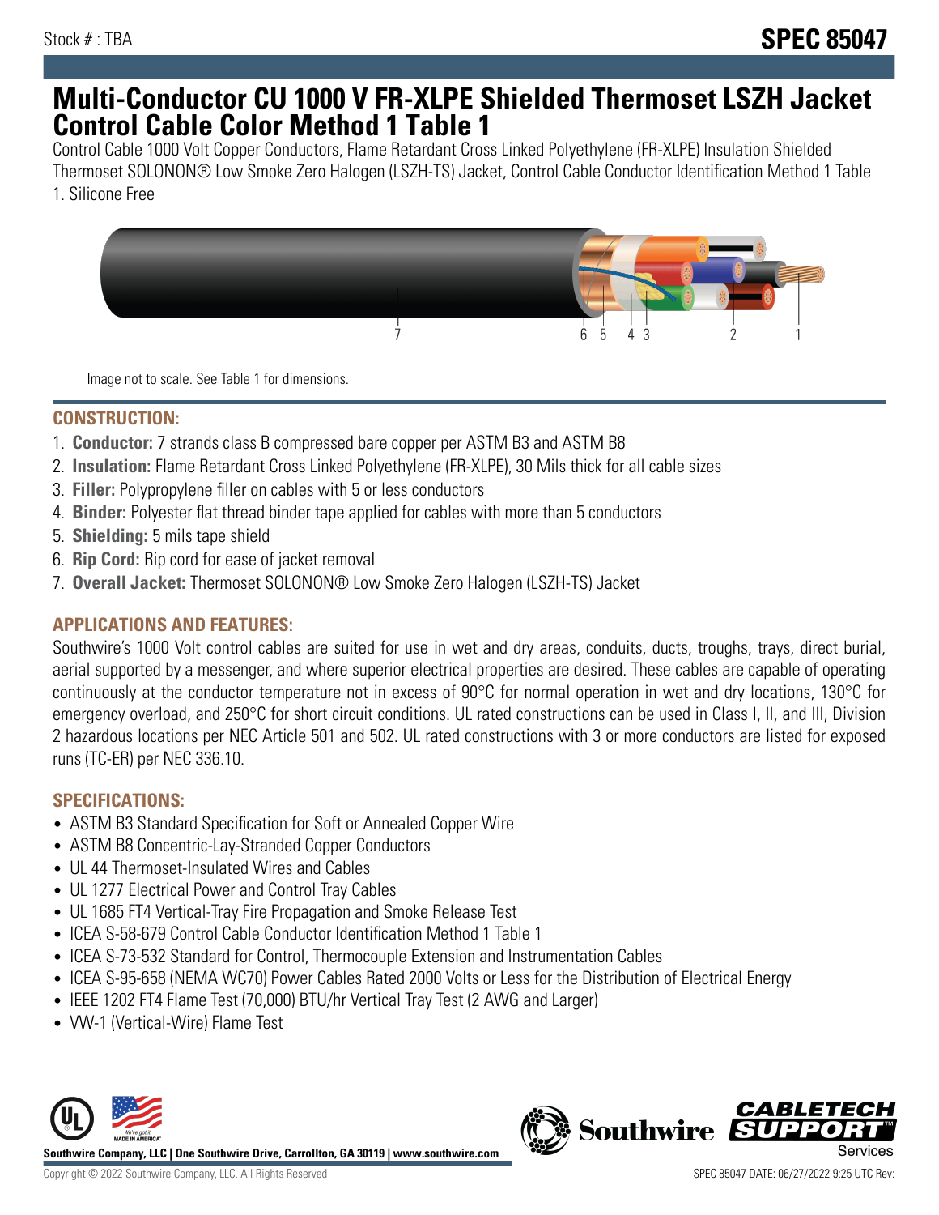Stock # : TBA

# SPEC 85047

# Multi-Conductor CU 1000 V FR-XLPE Shielded Thermoset LSZH Jacket Control Cable Color Method 1 Table 1

Control Cable 1000 Volt Copper Conductors, Flame Retardant Cross Linked Polyethylene (FR-XLPE) Insulation Shielded Thermoset SOLONON® Low Smoke Zero Halogen (LSZH-TS) Jacket, Control Cable Conductor Identification Method 1 Table 1. Silicone Free

Image not to scale. See Table 1 for dimensions.

## CONSTRUCTION:

1. **Conductor:** 7 strands class B compressed bare copper per ASTM B3 and ASTM B8
2. **Insulation:** Flame Retardant Cross Linked Polyethylene (FR-XLPE), 30 Mils thick for all cable sizes
3. **Filler:** Polypropylene filler on cables with 5 or less conductors
4. **Binder:** Polyester flat thread binder tape applied for cables with more than 5 conductors
5. **Shielding:** 5 mils tape shield
6. **Rip Cord:** Rip cord for ease of jacket removal
7. **Overall Jacket:** Thermoset SOLONON® Low Smoke Zero Halogen (LSZH-TS) Jacket

## APPLICATIONS AND FEATURES:

Southwire's 1000 Volt control cables are suited for use in wet and dry areas, conduits, ducts, troughs, trays, direct burial, aerial supported by a messenger, and where superior electrical properties are desired. These cables are capable of operating continuously at the conductor temperature not in excess of 90°C for normal operation in wet and dry locations, 130°C for emergency overload, and 250°C for short circuit conditions. UL rated constructions can be used in Class I, II, and III, Division 2 hazardous locations per NEC Article 501 and 502. UL rated constructions with 3 or more conductors are listed for exposed runs (TC-ER) per NEC 336.10.

## SPECIFICATIONS:

- ASTM B3 Standard Specification for Soft or Annealed Copper Wire
- ASTM B8 Concentric-Lay-Stranded Copper Conductors
- UL 44 Thermoset-Insulated Wires and Cables
- UL 1277 Electrical Power and Control Tray Cables
- UL 1685 FT4 Vertical-Tray Fire Propagation and Smoke Release Test
- ICEA S-58-679 Control Cable Conductor Identification Method 1 Table 1
- ICEA S-73-532 Standard for Control, Thermocouple Extension and Instrumentation Cables
- ICEA S-95-658 (NEMA WC70) Power Cables Rated 2000 Volts or Less for the Distribution of Electrical Energy
- IEEE 1202 FT4 Flame Test (70,000) BTU/hr Vertical Tray Test (2 AWG and Larger)
- VW-1 (Vertical-Wire) Flame Test

**Southwire Company, LLC | One Southwire Drive, Carrollton, GA 30119 | www.southwire.com**

Copyright © 2022 Southwire Company, LLC. All Rights Reserved

SPEC 85047 DATE: 06/27/2022 9:25 UTC Rev: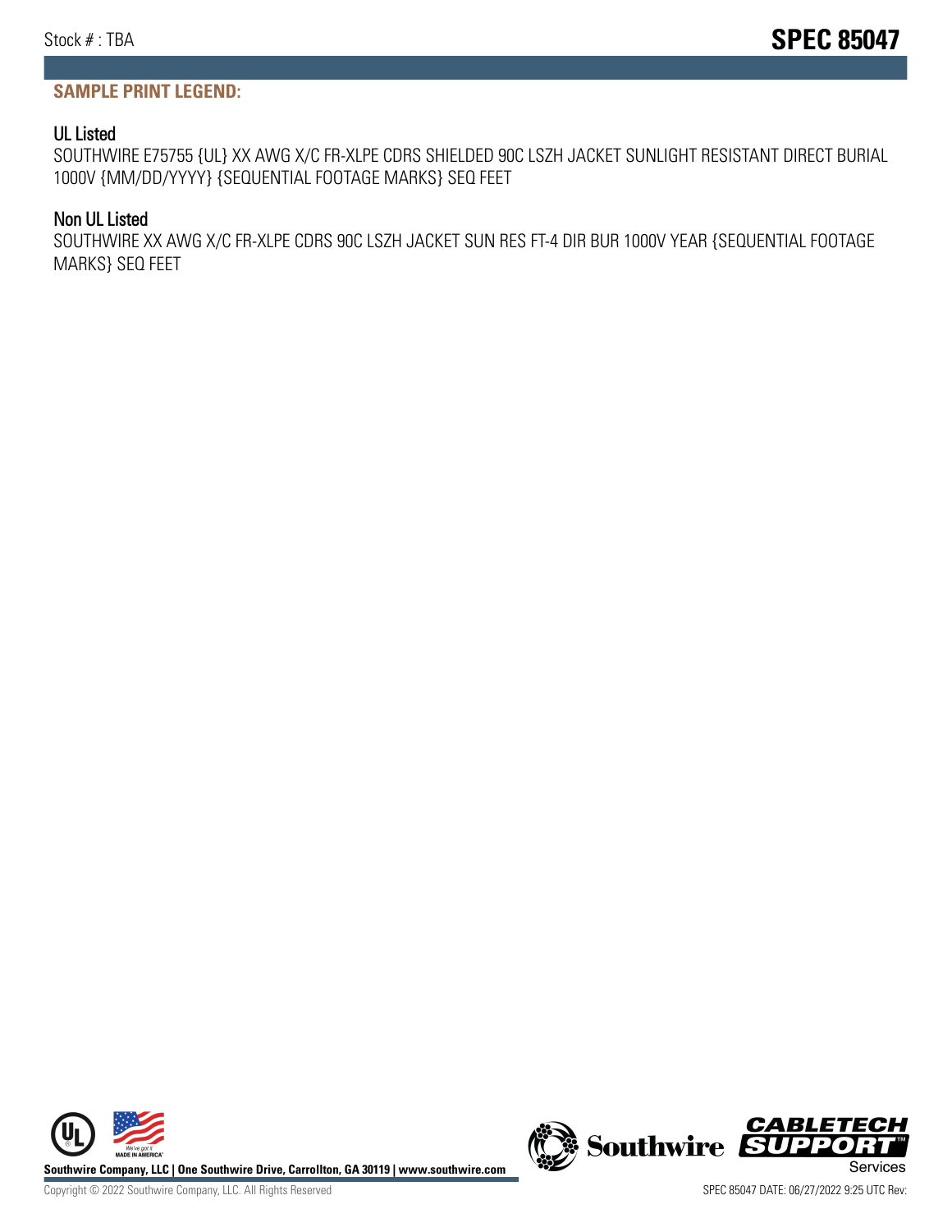## SAMPLE PRINT LEGEND:

### UL Listed

SOUTHWIRE E75755 {UL} XX AWG X/C FR-XLPE CDRS SHIELDED 90C LSZH JACKET SUNLIGHT RESISTANT DIRECT BURIAL 1000V {MM/DD/YYYY} {SEQUENTIAL FOOTAGE MARKS} SEQ FEET

### Non UL Listed

SOUTHWIRE XX AWG X/C FR-XLPE CDRS 90C LSZH JACKET SUN RES FT-4 DIR BUR 1000V YEAR {SEQUENTIAL FOOTAGE MARKS} SEQ FEET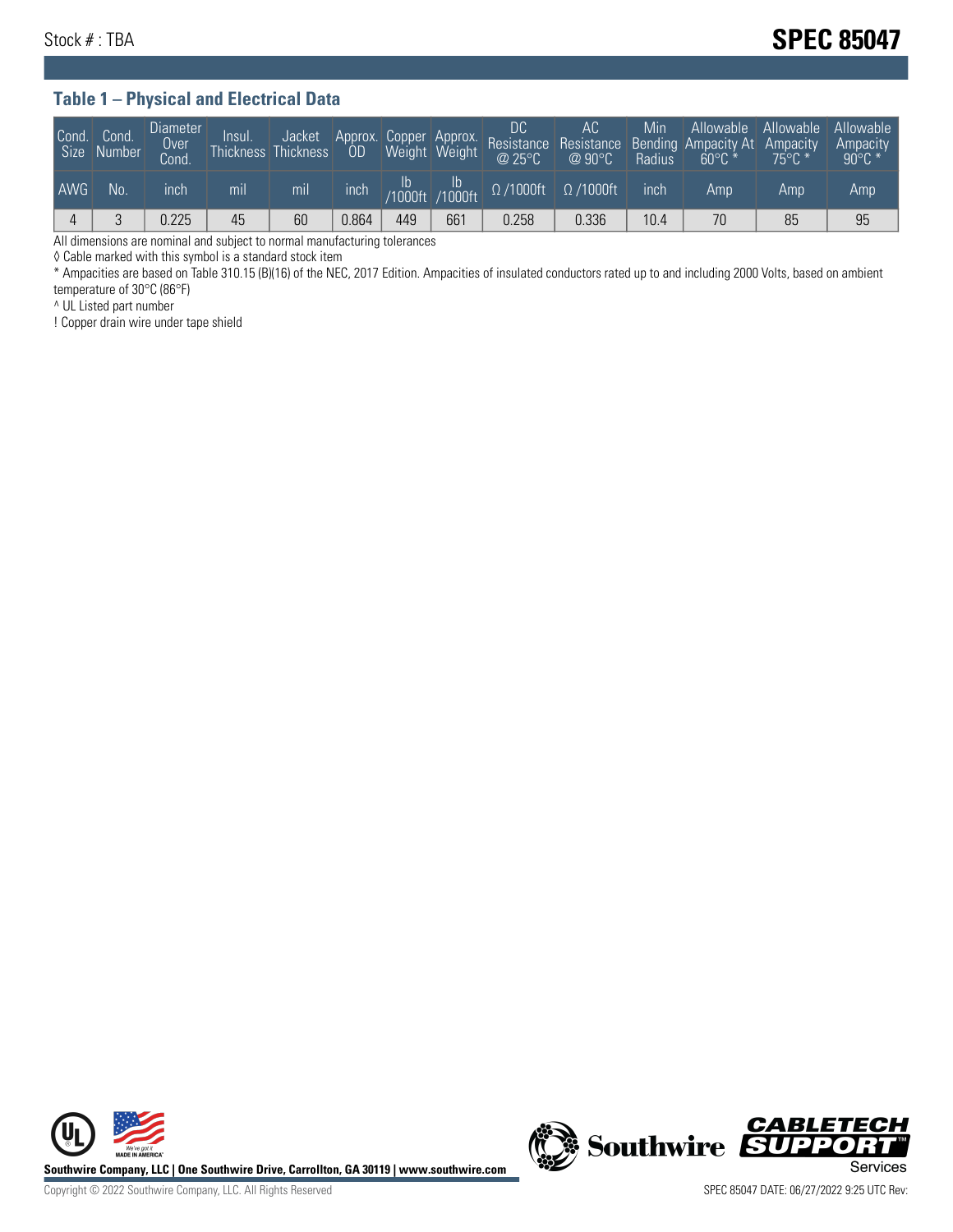### Table 1 – Physical and Electrical Data

| Cond. Size | Cond. Number | Diameter Over Cond. | Insul. Thickness | Jacket Thickness | Approx. OD | Copper Weight | Approx. Weight | DC Resistance @ 25°C | AC Resistance @ 90°C | Min Bending Radius | Allowable Ampacity At 60°C * | Allowable Ampacity 75°C * | Allowable Ampacity 90°C * |
|---|---|---|---|---|---|---|---|---|---|---|---|---|---|
| AWG | No. | inch | mil | mil | inch | lb /1000ft | lb /1000ft | Ω /1000ft | Ω /1000ft | inch | Amp | Amp | Amp |
| 4 | 3 | 0.225 | 45 | 60 | 0.864 | 449 | 661 | 0.258 | 0.336 | 10.4 | 70 | 85 | 95 |

All dimensions are nominal and subject to normal manufacturing tolerances

◊ Cable marked with this symbol is a standard stock item

* Ampacities are based on Table 310.15 (B)(16) of the NEC, 2017 Edition. Ampacities of insulated conductors rated up to and including 2000 Volts, based on ambient temperature of 30°C (86°F)

^ UL Listed part number

! Copper drain wire under tape shield

Southwire Company, LLC | One Southwire Drive, Carrollton, GA 30119 | www.southwire.com

Copyright © 2022 Southwire Company, LLC. All Rights Reserved

SPEC 85047 DATE: 06/27/2022 9:25 UTC Rev: